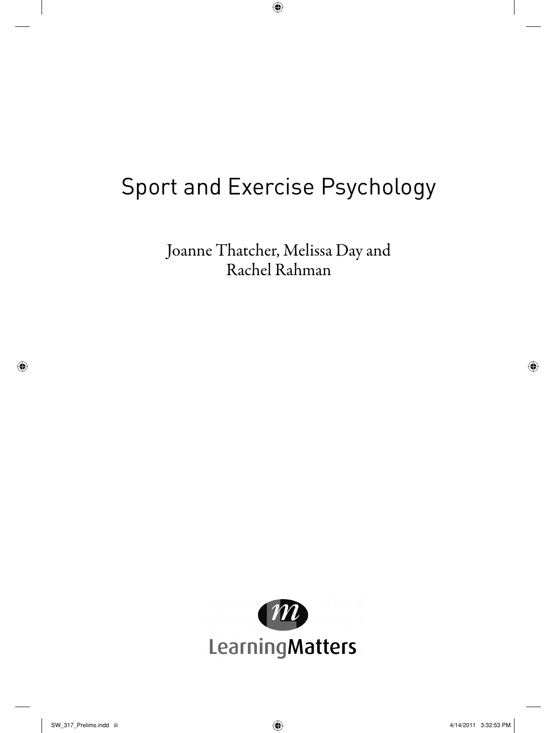# Sport and Exercise Psychology

Joanne Thatcher, Melissa Day and Rachel Rahman

LearningMatters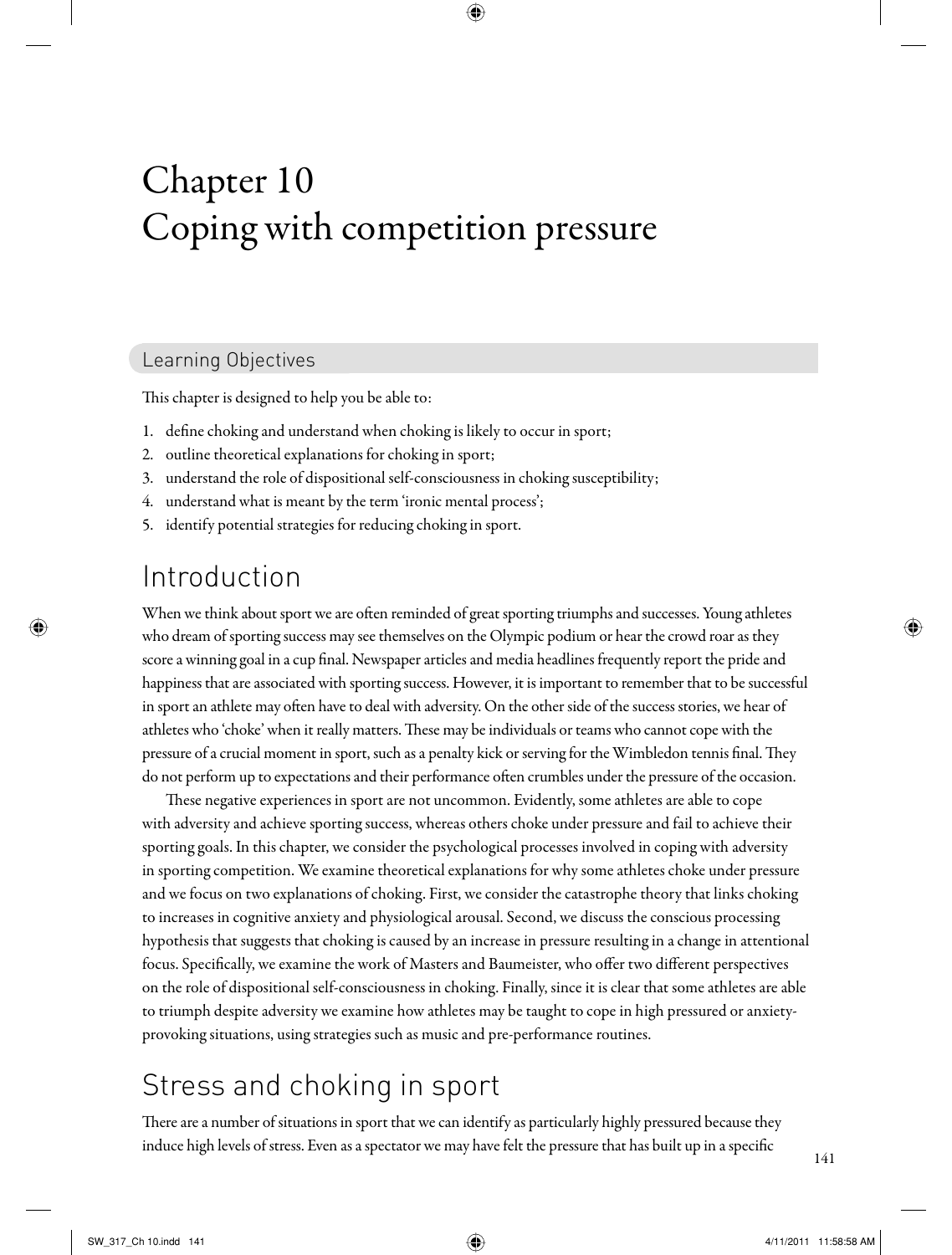# Chapter 10
# Coping with competition pressure

## Learning Objectives

This chapter is designed to help you be able to:

1. define choking and understand when choking is likely to occur in sport;
2. outline theoretical explanations for choking in sport;
3. understand the role of dispositional self-consciousness in choking susceptibility;
4. understand what is meant by the term 'ironic mental process';
5. identify potential strategies for reducing choking in sport.

## Introduction

When we think about sport we are often reminded of great sporting triumphs and successes. Young athletes who dream of sporting success may see themselves on the Olympic podium or hear the crowd roar as they score a winning goal in a cup final. Newspaper articles and media headlines frequently report the pride and happiness that are associated with sporting success. However, it is important to remember that to be successful in sport an athlete may often have to deal with adversity. On the other side of the success stories, we hear of athletes who 'choke' when it really matters. These may be individuals or teams who cannot cope with the pressure of a crucial moment in sport, such as a penalty kick or serving for the Wimbledon tennis final. They do not perform up to expectations and their performance often crumbles under the pressure of the occasion.

These negative experiences in sport are not uncommon. Evidently, some athletes are able to cope with adversity and achieve sporting success, whereas others choke under pressure and fail to achieve their sporting goals. In this chapter, we consider the psychological processes involved in coping with adversity in sporting competition. We examine theoretical explanations for why some athletes choke under pressure and we focus on two explanations of choking. First, we consider the catastrophe theory that links choking to increases in cognitive anxiety and physiological arousal. Second, we discuss the conscious processing hypothesis that suggests that choking is caused by an increase in pressure resulting in a change in attentional focus. Specifically, we examine the work of Masters and Baumeister, who offer two different perspectives on the role of dispositional self-consciousness in choking. Finally, since it is clear that some athletes are able to triumph despite adversity we examine how athletes may be taught to cope in high pressured or anxiety-provoking situations, using strategies such as music and pre-performance routines.

## Stress and choking in sport

There are a number of situations in sport that we can identify as particularly highly pressured because they induce high levels of stress. Even as a spectator we may have felt the pressure that has built up in a specific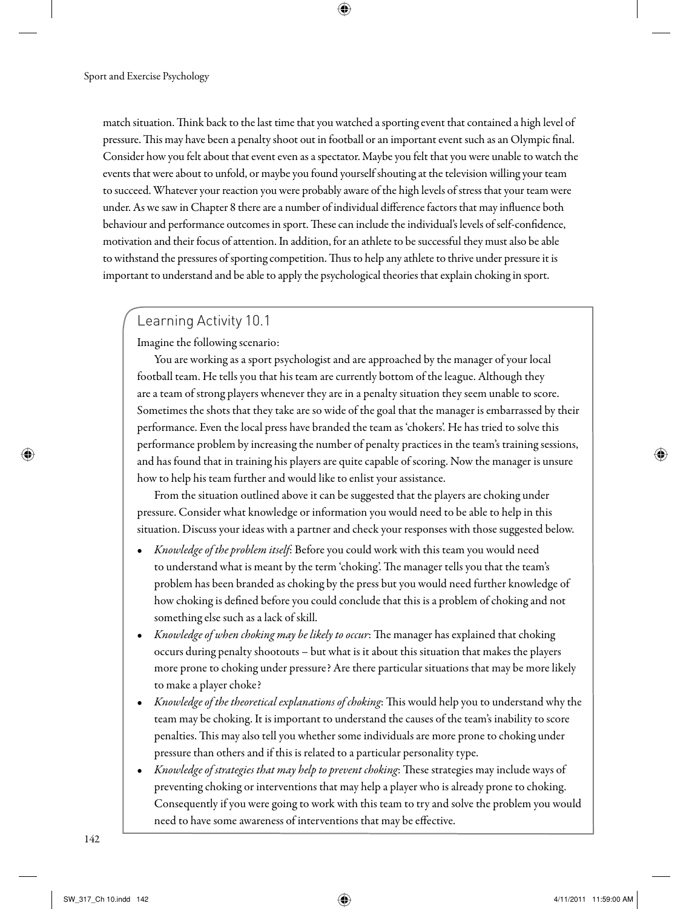match situation. Think back to the last time that you watched a sporting event that contained a high level of pressure. This may have been a penalty shoot out in football or an important event such as an Olympic final. Consider how you felt about that event even as a spectator. Maybe you felt that you were unable to watch the events that were about to unfold, or maybe you found yourself shouting at the television willing your team to succeed. Whatever your reaction you were probably aware of the high levels of stress that your team were under. As we saw in Chapter 8 there are a number of individual difference factors that may influence both behaviour and performance outcomes in sport. These can include the individual's levels of self-confidence, motivation and their focus of attention. In addition, for an athlete to be successful they must also be able to withstand the pressures of sporting competition. Thus to help any athlete to thrive under pressure it is important to understand and be able to apply the psychological theories that explain choking in sport.

## Learning Activity 10.1

Imagine the following scenario:

You are working as a sport psychologist and are approached by the manager of your local football team. He tells you that his team are currently bottom of the league. Although they are a team of strong players whenever they are in a penalty situation they seem unable to score. Sometimes the shots that they take are so wide of the goal that the manager is embarrassed by their performance. Even the local press have branded the team as 'chokers'. He has tried to solve this performance problem by increasing the number of penalty practices in the team's training sessions, and has found that in training his players are quite capable of scoring. Now the manager is unsure how to help his team further and would like to enlist your assistance.

From the situation outlined above it can be suggested that the players are choking under pressure. Consider what knowledge or information you would need to be able to help in this situation. Discuss your ideas with a partner and check your responses with those suggested below.

- *Knowledge of the problem itself*: Before you could work with this team you would need to understand what is meant by the term 'choking'. The manager tells you that the team's problem has been branded as choking by the press but you would need further knowledge of how choking is defined before you could conclude that this is a problem of choking and not something else such as a lack of skill.
- *Knowledge of when choking may be likely to occur*: The manager has explained that choking occurs during penalty shootouts – but what is it about this situation that makes the players more prone to choking under pressure? Are there particular situations that may be more likely to make a player choke?
- *Knowledge of the theoretical explanations of choking*: This would help you to understand why the team may be choking. It is important to understand the causes of the team's inability to score penalties. This may also tell you whether some individuals are more prone to choking under pressure than others and if this is related to a particular personality type.
- *Knowledge of strategies that may help to prevent choking*: These strategies may include ways of preventing choking or interventions that may help a player who is already prone to choking. Consequently if you were going to work with this team to try and solve the problem you would need to have some awareness of interventions that may be effective.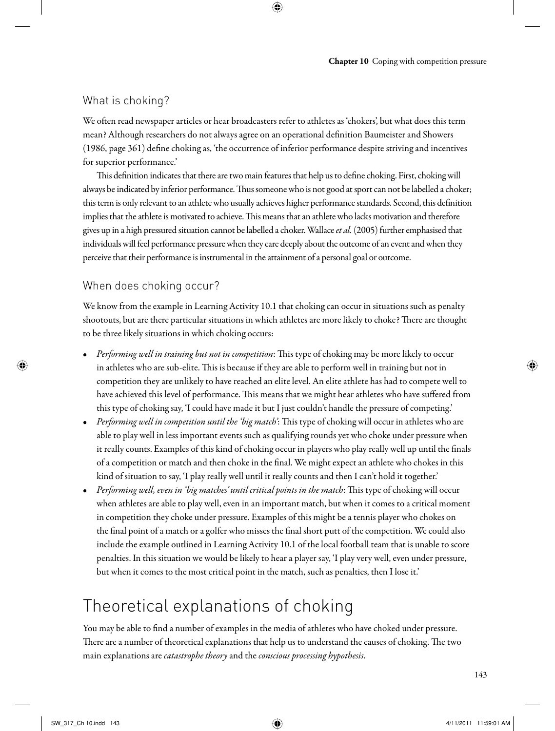## What is choking?

We often read newspaper articles or hear broadcasters refer to athletes as 'chokers', but what does this term mean? Although researchers do not always agree on an operational definition Baumeister and Showers (1986, page 361) define choking as, 'the occurrence of inferior performance despite striving and incentives for superior performance.'

This definition indicates that there are two main features that help us to define choking. First, choking will always be indicated by inferior performance. Thus someone who is not good at sport can not be labelled a choker; this term is only relevant to an athlete who usually achieves higher performance standards. Second, this definition implies that the athlete is motivated to achieve. This means that an athlete who lacks motivation and therefore gives up in a high pressured situation cannot be labelled a choker. Wallace *et al.* (2005) further emphasised that individuals will feel performance pressure when they care deeply about the outcome of an event and when they perceive that their performance is instrumental in the attainment of a personal goal or outcome.

## When does choking occur?

We know from the example in Learning Activity 10.1 that choking can occur in situations such as penalty shootouts, but are there particular situations in which athletes are more likely to choke? There are thought to be three likely situations in which choking occurs:

- *Performing well in training but not in competition*: This type of choking may be more likely to occur in athletes who are sub-elite. This is because if they are able to perform well in training but not in competition they are unlikely to have reached an elite level. An elite athlete has had to compete well to have achieved this level of performance. This means that we might hear athletes who have suffered from this type of choking say, 'I could have made it but I just couldn't handle the pressure of competing.'
- *Performing well in competition until the 'big match'*: This type of choking will occur in athletes who are able to play well in less important events such as qualifying rounds yet who choke under pressure when it really counts. Examples of this kind of choking occur in players who play really well up until the finals of a competition or match and then choke in the final. We might expect an athlete who chokes in this kind of situation to say, 'I play really well until it really counts and then I can't hold it together.'
- *Performing well, even in 'big matches' until critical points in the match*: This type of choking will occur when athletes are able to play well, even in an important match, but when it comes to a critical moment in competition they choke under pressure. Examples of this might be a tennis player who chokes on the final point of a match or a golfer who misses the final short putt of the competition. We could also include the example outlined in Learning Activity 10.1 of the local football team that is unable to score penalties. In this situation we would be likely to hear a player say, 'I play very well, even under pressure, but when it comes to the most critical point in the match, such as penalties, then I lose it.'

# Theoretical explanations of choking

You may be able to find a number of examples in the media of athletes who have choked under pressure. There are a number of theoretical explanations that help us to understand the causes of choking. The two main explanations are *catastrophe theory* and the *conscious processing hypothesis*.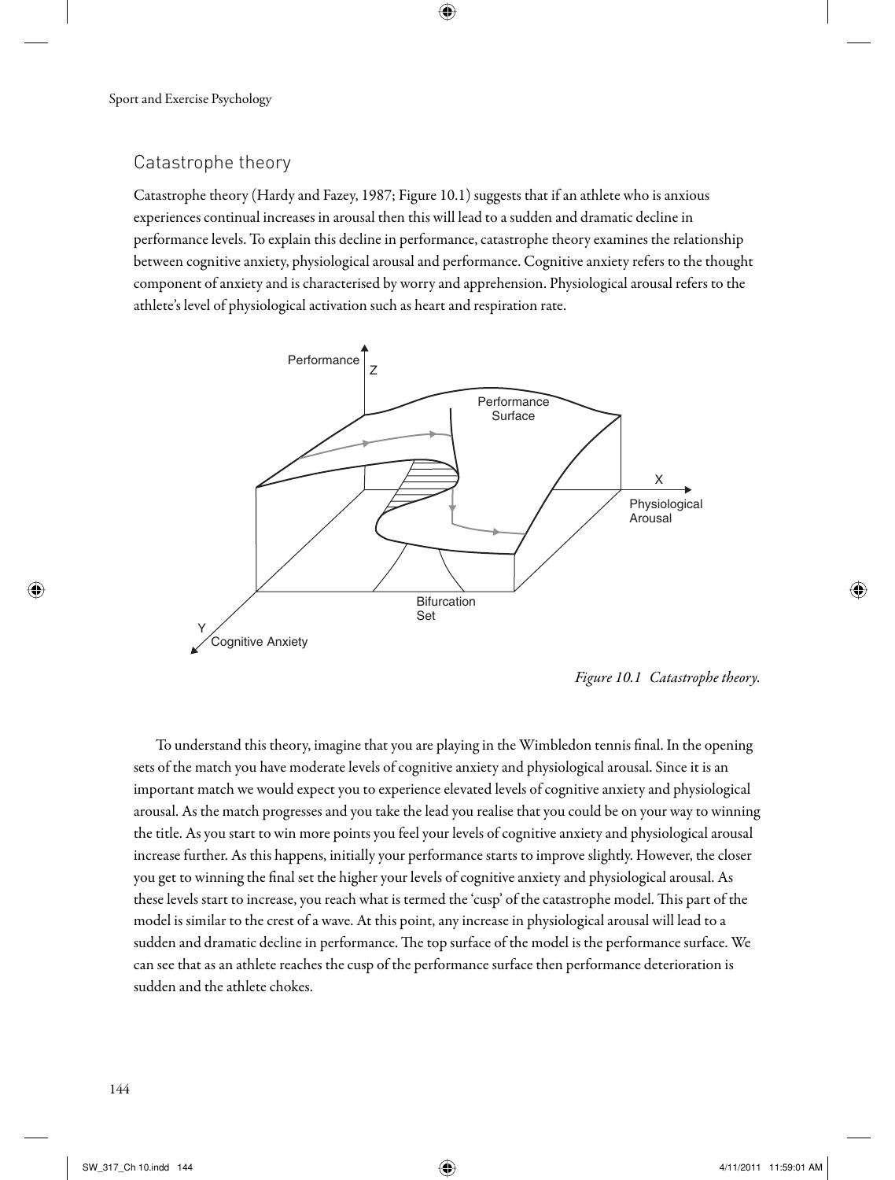## Catastrophe theory

Catastrophe theory (Hardy and Fazey, 1987; Figure 10.1) suggests that if an athlete who is anxious experiences continual increases in arousal then this will lead to a sudden and dramatic decline in performance levels. To explain this decline in performance, catastrophe theory examines the relationship between cognitive anxiety, physiological arousal and performance. Cognitive anxiety refers to the thought component of anxiety and is characterised by worry and apprehension. Physiological arousal refers to the athlete's level of physiological activation such as heart and respiration rate.

*Figure 10.1 Catastrophe theory.*

To understand this theory, imagine that you are playing in the Wimbledon tennis final. In the opening sets of the match you have moderate levels of cognitive anxiety and physiological arousal. Since it is an important match we would expect you to experience elevated levels of cognitive anxiety and physiological arousal. As the match progresses and you take the lead you realise that you could be on your way to winning the title. As you start to win more points you feel your levels of cognitive anxiety and physiological arousal increase further. As this happens, initially your performance starts to improve slightly. However, the closer you get to winning the final set the higher your levels of cognitive anxiety and physiological arousal. As these levels start to increase, you reach what is termed the 'cusp' of the catastrophe model. This part of the model is similar to the crest of a wave. At this point, any increase in physiological arousal will lead to a sudden and dramatic decline in performance. The top surface of the model is the performance surface. We can see that as an athlete reaches the cusp of the performance surface then performance deterioration is sudden and the athlete chokes.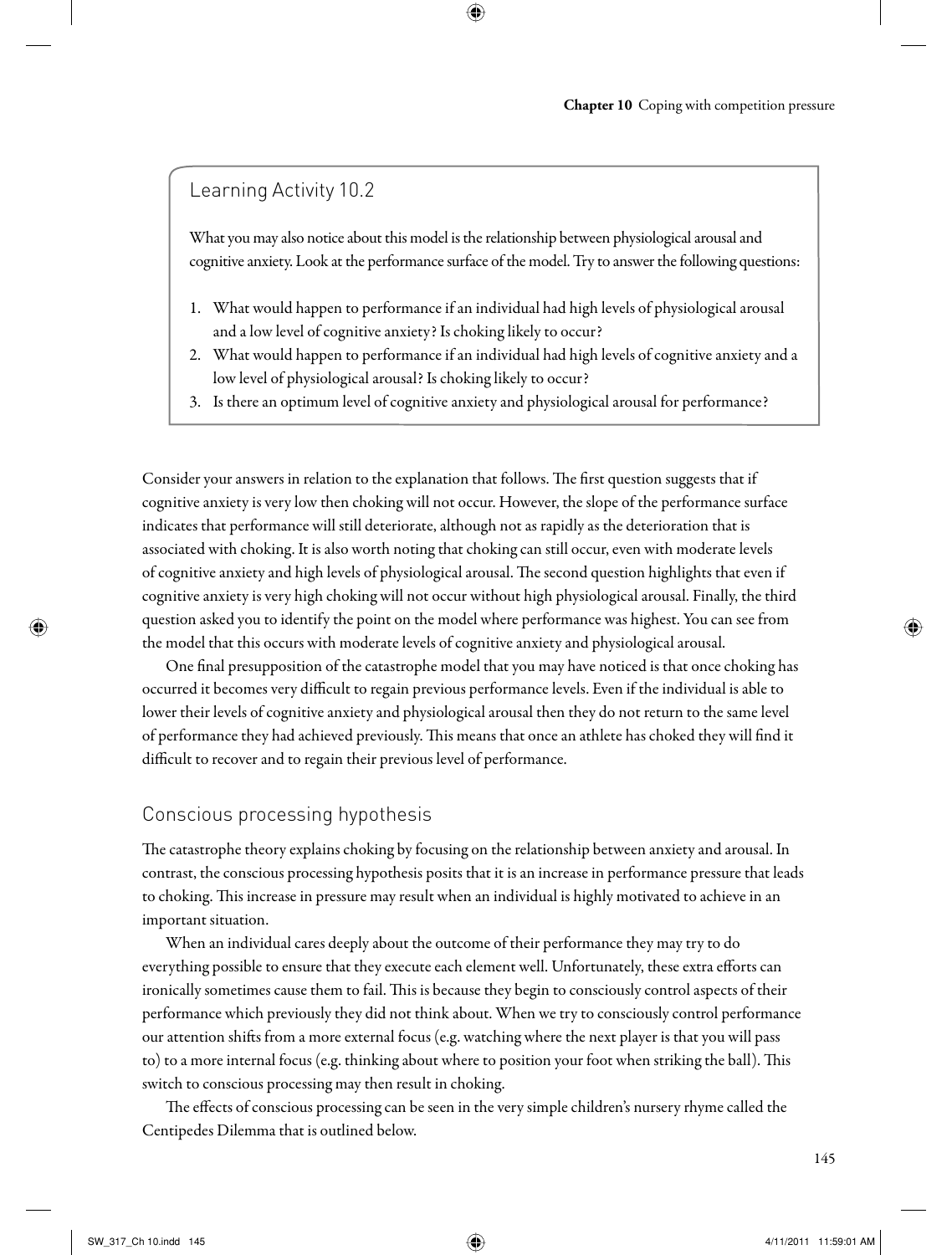## Learning Activity 10.2

What you may also notice about this model is the relationship between physiological arousal and cognitive anxiety. Look at the performance surface of the model. Try to answer the following questions:

1. What would happen to performance if an individual had high levels of physiological arousal and a low level of cognitive anxiety? Is choking likely to occur?
2. What would happen to performance if an individual had high levels of cognitive anxiety and a low level of physiological arousal? Is choking likely to occur?
3. Is there an optimum level of cognitive anxiety and physiological arousal for performance?

Consider your answers in relation to the explanation that follows. The first question suggests that if cognitive anxiety is very low then choking will not occur. However, the slope of the performance surface indicates that performance will still deteriorate, although not as rapidly as the deterioration that is associated with choking. It is also worth noting that choking can still occur, even with moderate levels of cognitive anxiety and high levels of physiological arousal. The second question highlights that even if cognitive anxiety is very high choking will not occur without high physiological arousal. Finally, the third question asked you to identify the point on the model where performance was highest. You can see from the model that this occurs with moderate levels of cognitive anxiety and physiological arousal.

One final presupposition of the catastrophe model that you may have noticed is that once choking has occurred it becomes very difficult to regain previous performance levels. Even if the individual is able to lower their levels of cognitive anxiety and physiological arousal then they do not return to the same level of performance they had achieved previously. This means that once an athlete has choked they will find it difficult to recover and to regain their previous level of performance.

## Conscious processing hypothesis

The catastrophe theory explains choking by focusing on the relationship between anxiety and arousal. In contrast, the conscious processing hypothesis posits that it is an increase in performance pressure that leads to choking. This increase in pressure may result when an individual is highly motivated to achieve in an important situation.

When an individual cares deeply about the outcome of their performance they may try to do everything possible to ensure that they execute each element well. Unfortunately, these extra efforts can ironically sometimes cause them to fail. This is because they begin to consciously control aspects of their performance which previously they did not think about. When we try to consciously control performance our attention shifts from a more external focus (e.g. watching where the next player is that you will pass to) to a more internal focus (e.g. thinking about where to position your foot when striking the ball). This switch to conscious processing may then result in choking.

The effects of conscious processing can be seen in the very simple children's nursery rhyme called the Centipedes Dilemma that is outlined below.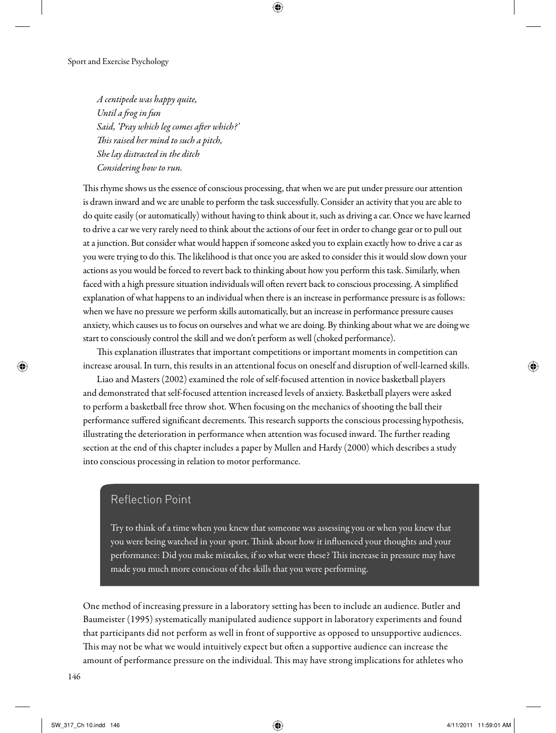*A centipede was happy quite,*
*Until a frog in fun*
*Said, 'Pray which leg comes after which?'*
*This raised her mind to such a pitch,*
*She lay distracted in the ditch*
*Considering how to run.*

This rhyme shows us the essence of conscious processing, that when we are put under pressure our attention is drawn inward and we are unable to perform the task successfully. Consider an activity that you are able to do quite easily (or automatically) without having to think about it, such as driving a car. Once we have learned to drive a car we very rarely need to think about the actions of our feet in order to change gear or to pull out at a junction. But consider what would happen if someone asked you to explain exactly how to drive a car as you were trying to do this. The likelihood is that once you are asked to consider this it would slow down your actions as you would be forced to revert back to thinking about how you perform this task. Similarly, when faced with a high pressure situation individuals will often revert back to conscious processing. A simplified explanation of what happens to an individual when there is an increase in performance pressure is as follows: when we have no pressure we perform skills automatically, but an increase in performance pressure causes anxiety, which causes us to focus on ourselves and what we are doing. By thinking about what we are doing we start to consciously control the skill and we don't perform as well (choked performance).

This explanation illustrates that important competitions or important moments in competition can increase arousal. In turn, this results in an attentional focus on oneself and disruption of well-learned skills.

Liao and Masters (2002) examined the role of self-focused attention in novice basketball players and demonstrated that self-focused attention increased levels of anxiety. Basketball players were asked to perform a basketball free throw shot. When focusing on the mechanics of shooting the ball their performance suffered significant decrements. This research supports the conscious processing hypothesis, illustrating the deterioration in performance when attention was focused inward. The further reading section at the end of this chapter includes a paper by Mullen and Hardy (2000) which describes a study into conscious processing in relation to motor performance.

> **Reflection Point**
>
> Try to think of a time when you knew that someone was assessing you or when you knew that you were being watched in your sport. Think about how it influenced your thoughts and your performance: Did you make mistakes, if so what were these? This increase in pressure may have made you much more conscious of the skills that you were performing.

One method of increasing pressure in a laboratory setting has been to include an audience. Butler and Baumeister (1995) systematically manipulated audience support in laboratory experiments and found that participants did not perform as well in front of supportive as opposed to unsupportive audiences. This may not be what we would intuitively expect but often a supportive audience can increase the amount of performance pressure on the individual. This may have strong implications for athletes who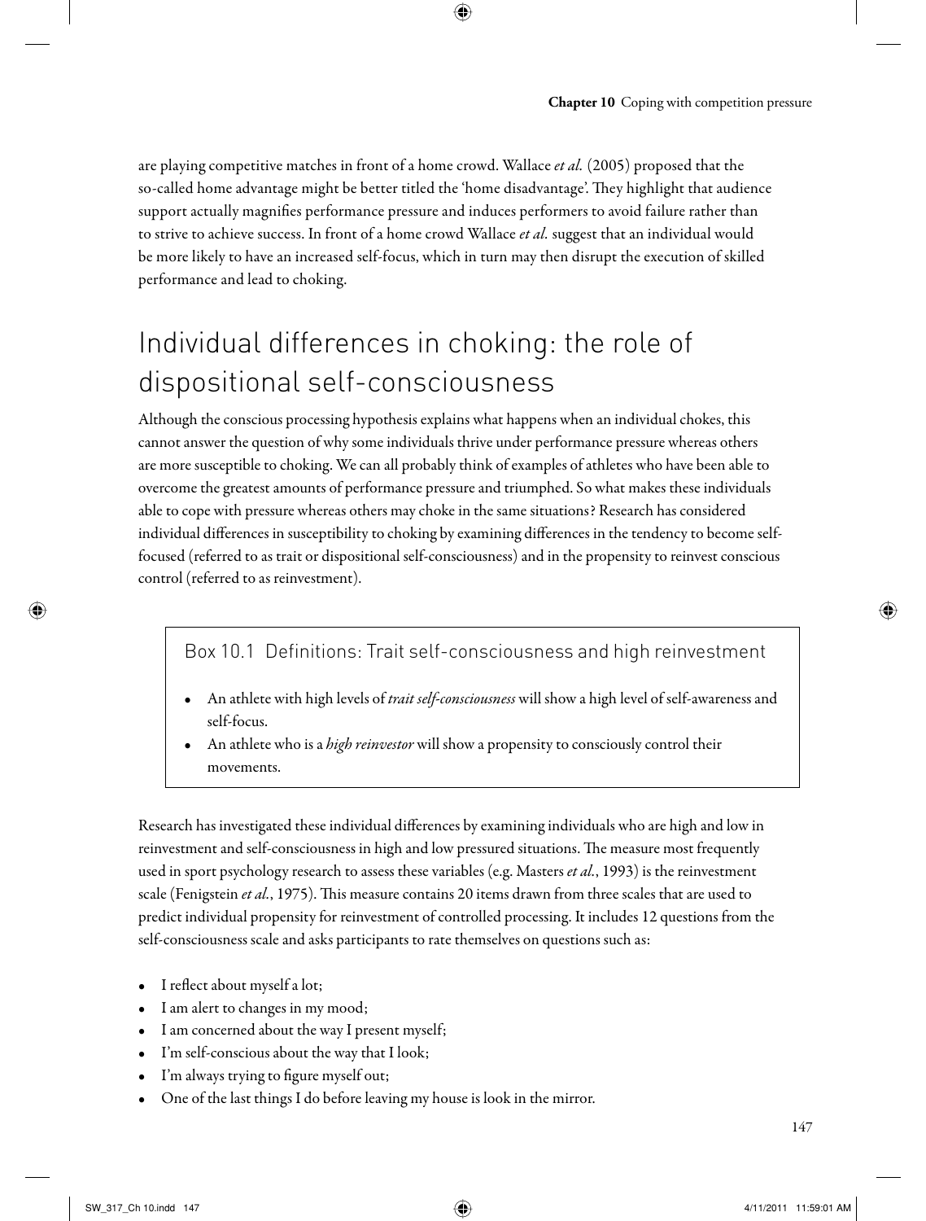are playing competitive matches in front of a home crowd. Wallace *et al.* (2005) proposed that the so-called home advantage might be better titled the 'home disadvantage'. They highlight that audience support actually magnifies performance pressure and induces performers to avoid failure rather than to strive to achieve success. In front of a home crowd Wallace *et al.* suggest that an individual would be more likely to have an increased self-focus, which in turn may then disrupt the execution of skilled performance and lead to choking.

## Individual differences in choking: the role of dispositional self-consciousness

Although the conscious processing hypothesis explains what happens when an individual chokes, this cannot answer the question of why some individuals thrive under performance pressure whereas others are more susceptible to choking. We can all probably think of examples of athletes who have been able to overcome the greatest amounts of performance pressure and triumphed. So what makes these individuals able to cope with pressure whereas others may choke in the same situations? Research has considered individual differences in susceptibility to choking by examining differences in the tendency to become self-focused (referred to as trait or dispositional self-consciousness) and in the propensity to reinvest conscious control (referred to as reinvestment).

> **Box 10.1 Definitions: Trait self-consciousness and high reinvestment**
>
> - An athlete with high levels of *trait self-consciousness* will show a high level of self-awareness and self-focus.
> - An athlete who is a *high reinvestor* will show a propensity to consciously control their movements.

Research has investigated these individual differences by examining individuals who are high and low in reinvestment and self-consciousness in high and low pressured situations. The measure most frequently used in sport psychology research to assess these variables (e.g. Masters *et al.*, 1993) is the reinvestment scale (Fenigstein *et al.*, 1975). This measure contains 20 items drawn from three scales that are used to predict individual propensity for reinvestment of controlled processing. It includes 12 questions from the self-consciousness scale and asks participants to rate themselves on questions such as:

- I reflect about myself a lot;
- I am alert to changes in my mood;
- I am concerned about the way I present myself;
- I'm self-conscious about the way that I look;
- I'm always trying to figure myself out;
- One of the last things I do before leaving my house is look in the mirror.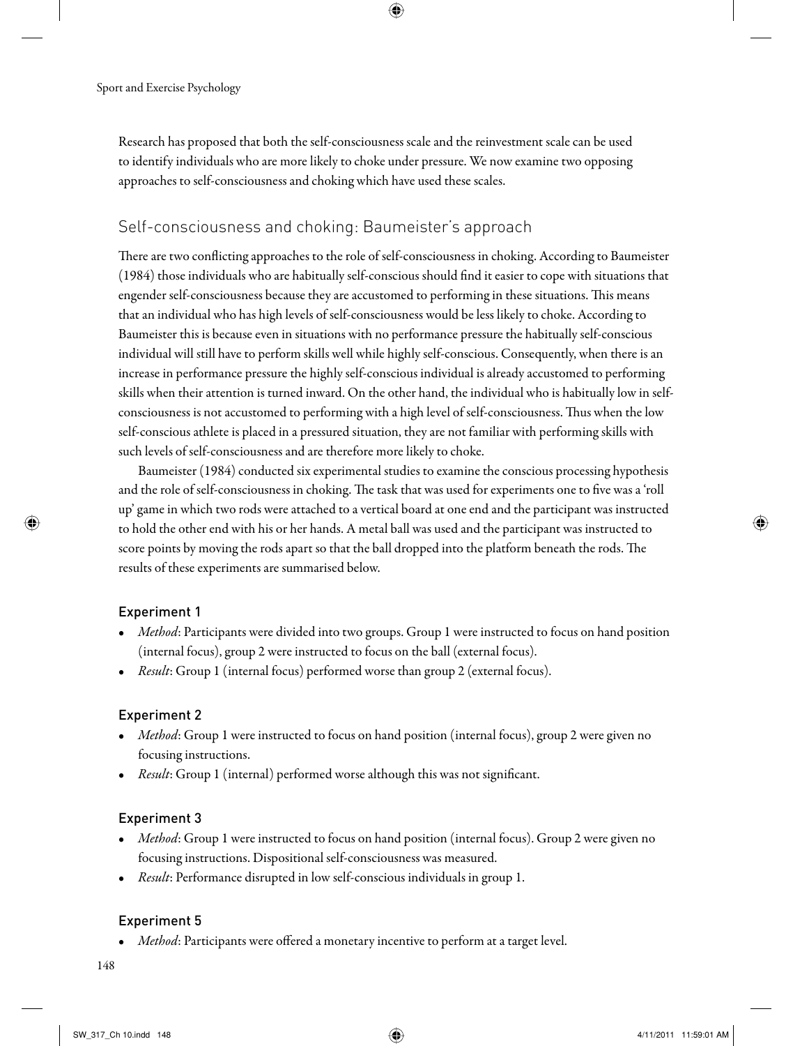Research has proposed that both the self-consciousness scale and the reinvestment scale can be used to identify individuals who are more likely to choke under pressure. We now examine two opposing approaches to self-consciousness and choking which have used these scales.

## Self-consciousness and choking: Baumeister's approach

There are two conflicting approaches to the role of self-consciousness in choking. According to Baumeister (1984) those individuals who are habitually self-conscious should find it easier to cope with situations that engender self-consciousness because they are accustomed to performing in these situations. This means that an individual who has high levels of self-consciousness would be less likely to choke. According to Baumeister this is because even in situations with no performance pressure the habitually self-conscious individual will still have to perform skills well while highly self-conscious. Consequently, when there is an increase in performance pressure the highly self-conscious individual is already accustomed to performing skills when their attention is turned inward. On the other hand, the individual who is habitually low in self-consciousness is not accustomed to performing with a high level of self-consciousness. Thus when the low self-conscious athlete is placed in a pressured situation, they are not familiar with performing skills with such levels of self-consciousness and are therefore more likely to choke.

Baumeister (1984) conducted six experimental studies to examine the conscious processing hypothesis and the role of self-consciousness in choking. The task that was used for experiments one to five was a 'roll up' game in which two rods were attached to a vertical board at one end and the participant was instructed to hold the other end with his or her hands. A metal ball was used and the participant was instructed to score points by moving the rods apart so that the ball dropped into the platform beneath the rods. The results of these experiments are summarised below.

### Experiment 1

- *Method*: Participants were divided into two groups. Group 1 were instructed to focus on hand position (internal focus), group 2 were instructed to focus on the ball (external focus).
- *Result*: Group 1 (internal focus) performed worse than group 2 (external focus).

### Experiment 2

- *Method*: Group 1 were instructed to focus on hand position (internal focus), group 2 were given no focusing instructions.
- *Result*: Group 1 (internal) performed worse although this was not significant.

### Experiment 3

- *Method*: Group 1 were instructed to focus on hand position (internal focus). Group 2 were given no focusing instructions. Dispositional self-consciousness was measured.
- *Result*: Performance disrupted in low self-conscious individuals in group 1.

### Experiment 5

- *Method*: Participants were offered a monetary incentive to perform at a target level.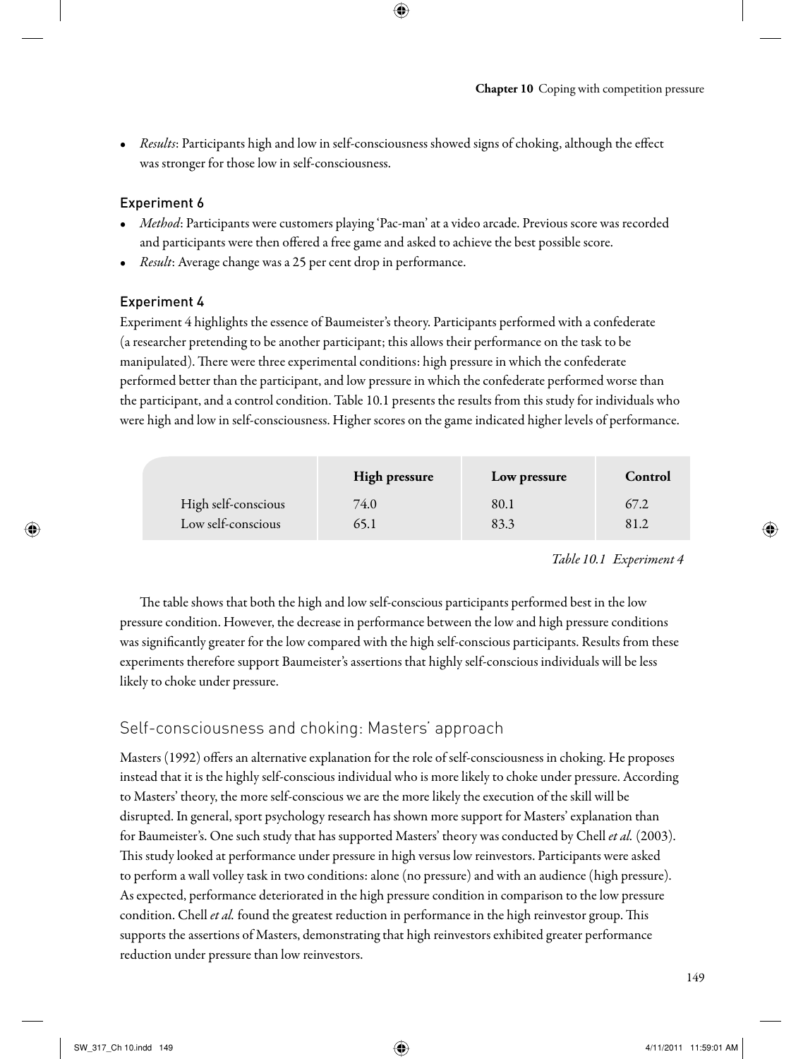- *Results*: Participants high and low in self-consciousness showed signs of choking, although the effect was stronger for those low in self-consciousness.

### Experiment 6

- *Method*: Participants were customers playing 'Pac-man' at a video arcade. Previous score was recorded and participants were then offered a free game and asked to achieve the best possible score.
- *Result*: Average change was a 25 per cent drop in performance.

### Experiment 4

Experiment 4 highlights the essence of Baumeister's theory. Participants performed with a confederate (a researcher pretending to be another participant; this allows their performance on the task to be manipulated). There were three experimental conditions: high pressure in which the confederate performed better than the participant, and low pressure in which the confederate performed worse than the participant, and a control condition. Table 10.1 presents the results from this study for individuals who were high and low in self-consciousness. Higher scores on the game indicated higher levels of performance.

| | High pressure | Low pressure | Control |
|---|---|---|---|
| High self-conscious | 74.0 | 80.1 | 67.2 |
| Low self-conscious | 65.1 | 83.3 | 81.2 |

*Table 10.1 Experiment 4*

The table shows that both the high and low self-conscious participants performed best in the low pressure condition. However, the decrease in performance between the low and high pressure conditions was significantly greater for the low compared with the high self-conscious participants. Results from these experiments therefore support Baumeister's assertions that highly self-conscious individuals will be less likely to choke under pressure.

## Self-consciousness and choking: Masters' approach

Masters (1992) offers an alternative explanation for the role of self-consciousness in choking. He proposes instead that it is the highly self-conscious individual who is more likely to choke under pressure. According to Masters' theory, the more self-conscious we are the more likely the execution of the skill will be disrupted. In general, sport psychology research has shown more support for Masters' explanation than for Baumeister's. One such study that has supported Masters' theory was conducted by Chell *et al.* (2003). This study looked at performance under pressure in high versus low reinvestors. Participants were asked to perform a wall volley task in two conditions: alone (no pressure) and with an audience (high pressure). As expected, performance deteriorated in the high pressure condition in comparison to the low pressure condition. Chell *et al.* found the greatest reduction in performance in the high reinvestor group. This supports the assertions of Masters, demonstrating that high reinvestors exhibited greater performance reduction under pressure than low reinvestors.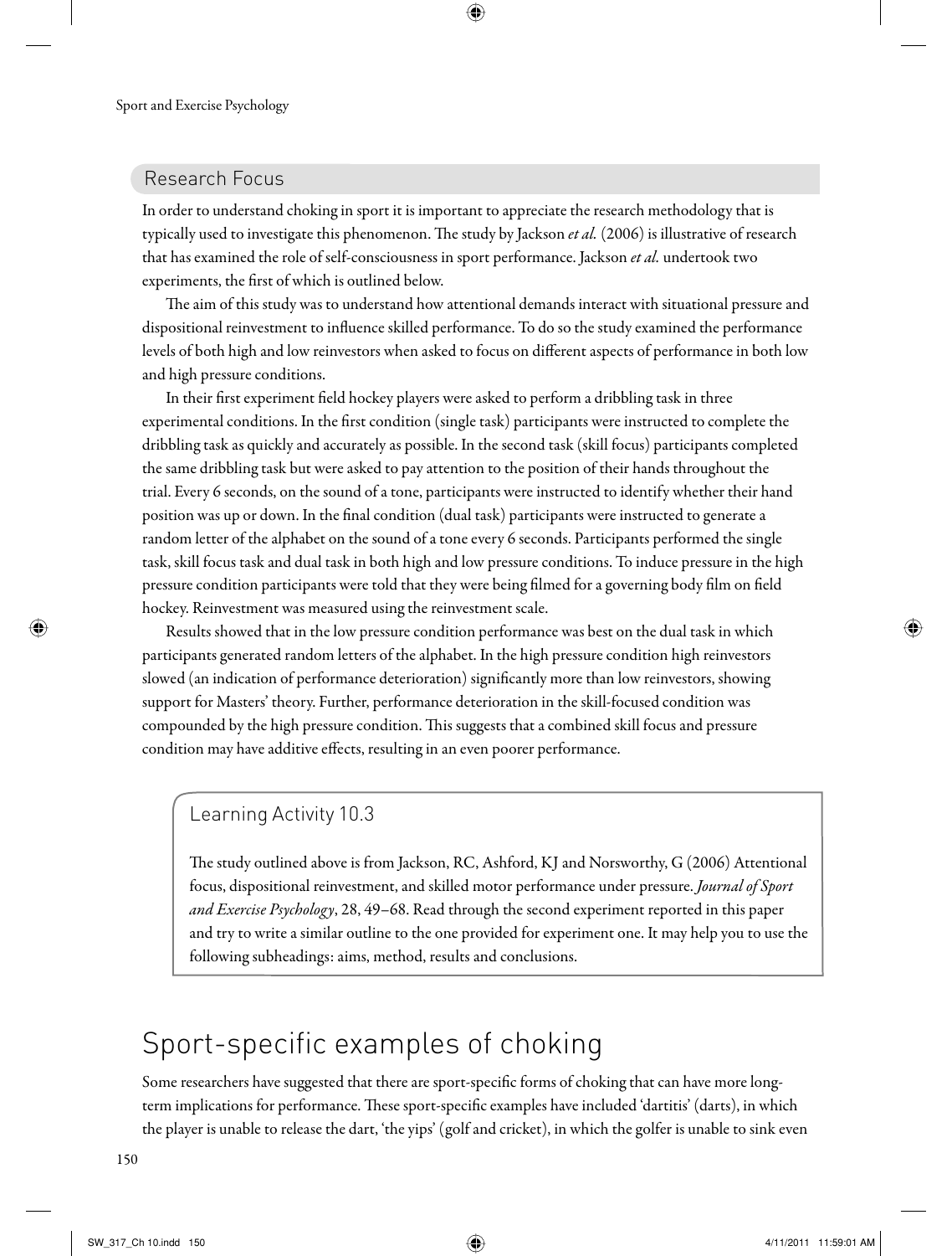## Research Focus

In order to understand choking in sport it is important to appreciate the research methodology that is typically used to investigate this phenomenon. The study by Jackson *et al.* (2006) is illustrative of research that has examined the role of self-consciousness in sport performance. Jackson *et al.* undertook two experiments, the first of which is outlined below.

The aim of this study was to understand how attentional demands interact with situational pressure and dispositional reinvestment to influence skilled performance. To do so the study examined the performance levels of both high and low reinvestors when asked to focus on different aspects of performance in both low and high pressure conditions.

In their first experiment field hockey players were asked to perform a dribbling task in three experimental conditions. In the first condition (single task) participants were instructed to complete the dribbling task as quickly and accurately as possible. In the second task (skill focus) participants completed the same dribbling task but were asked to pay attention to the position of their hands throughout the trial. Every 6 seconds, on the sound of a tone, participants were instructed to identify whether their hand position was up or down. In the final condition (dual task) participants were instructed to generate a random letter of the alphabet on the sound of a tone every 6 seconds. Participants performed the single task, skill focus task and dual task in both high and low pressure conditions. To induce pressure in the high pressure condition participants were told that they were being filmed for a governing body film on field hockey. Reinvestment was measured using the reinvestment scale.

Results showed that in the low pressure condition performance was best on the dual task in which participants generated random letters of the alphabet. In the high pressure condition high reinvestors slowed (an indication of performance deterioration) significantly more than low reinvestors, showing support for Masters' theory. Further, performance deterioration in the skill-focused condition was compounded by the high pressure condition. This suggests that a combined skill focus and pressure condition may have additive effects, resulting in an even poorer performance.

### Learning Activity 10.3

The study outlined above is from Jackson, RC, Ashford, KJ and Norsworthy, G (2006) Attentional focus, dispositional reinvestment, and skilled motor performance under pressure. *Journal of Sport and Exercise Psychology*, 28, 49–68. Read through the second experiment reported in this paper and try to write a similar outline to the one provided for experiment one. It may help you to use the following subheadings: aims, method, results and conclusions.

# Sport-specific examples of choking

Some researchers have suggested that there are sport-specific forms of choking that can have more long-term implications for performance. These sport-specific examples have included 'dartitis' (darts), in which the player is unable to release the dart, 'the yips' (golf and cricket), in which the golfer is unable to sink even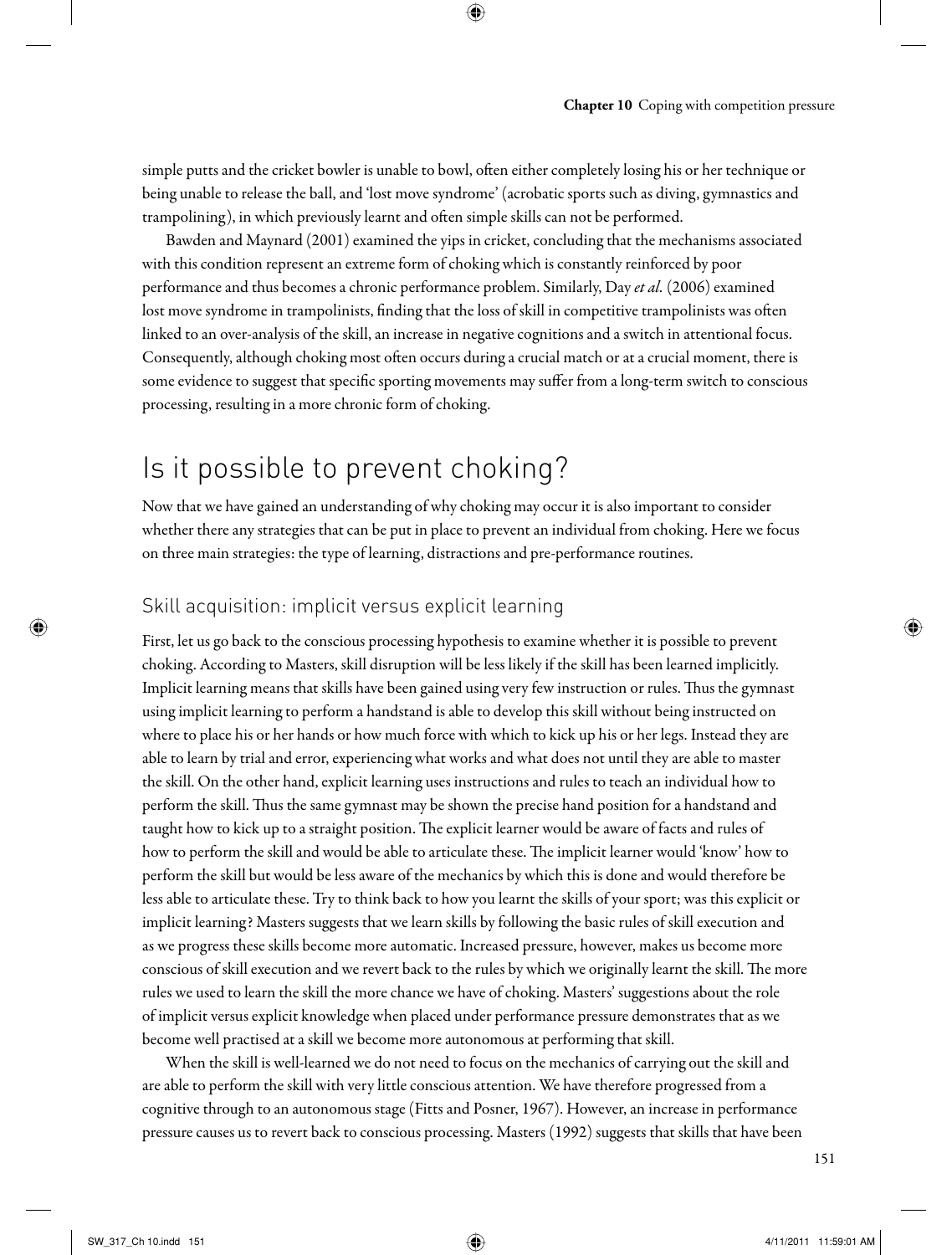simple putts and the cricket bowler is unable to bowl, often either completely losing his or her technique or being unable to release the ball, and 'lost move syndrome' (acrobatic sports such as diving, gymnastics and trampolining), in which previously learnt and often simple skills can not be performed.

Bawden and Maynard (2001) examined the yips in cricket, concluding that the mechanisms associated with this condition represent an extreme form of choking which is constantly reinforced by poor performance and thus becomes a chronic performance problem. Similarly, Day *et al.* (2006) examined lost move syndrome in trampolinists, finding that the loss of skill in competitive trampolinists was often linked to an over-analysis of the skill, an increase in negative cognitions and a switch in attentional focus. Consequently, although choking most often occurs during a crucial match or at a crucial moment, there is some evidence to suggest that specific sporting movements may suffer from a long-term switch to conscious processing, resulting in a more chronic form of choking.

# Is it possible to prevent choking?

Now that we have gained an understanding of why choking may occur it is also important to consider whether there any strategies that can be put in place to prevent an individual from choking. Here we focus on three main strategies: the type of learning, distractions and pre-performance routines.

## Skill acquisition: implicit versus explicit learning

First, let us go back to the conscious processing hypothesis to examine whether it is possible to prevent choking. According to Masters, skill disruption will be less likely if the skill has been learned implicitly. Implicit learning means that skills have been gained using very few instruction or rules. Thus the gymnast using implicit learning to perform a handstand is able to develop this skill without being instructed on where to place his or her hands or how much force with which to kick up his or her legs. Instead they are able to learn by trial and error, experiencing what works and what does not until they are able to master the skill. On the other hand, explicit learning uses instructions and rules to teach an individual how to perform the skill. Thus the same gymnast may be shown the precise hand position for a handstand and taught how to kick up to a straight position. The explicit learner would be aware of facts and rules of how to perform the skill and would be able to articulate these. The implicit learner would 'know' how to perform the skill but would be less aware of the mechanics by which this is done and would therefore be less able to articulate these. Try to think back to how you learnt the skills of your sport; was this explicit or implicit learning? Masters suggests that we learn skills by following the basic rules of skill execution and as we progress these skills become more automatic. Increased pressure, however, makes us become more conscious of skill execution and we revert back to the rules by which we originally learnt the skill. The more rules we used to learn the skill the more chance we have of choking. Masters' suggestions about the role of implicit versus explicit knowledge when placed under performance pressure demonstrates that as we become well practised at a skill we become more autonomous at performing that skill.

When the skill is well-learned we do not need to focus on the mechanics of carrying out the skill and are able to perform the skill with very little conscious attention. We have therefore progressed from a cognitive through to an autonomous stage (Fitts and Posner, 1967). However, an increase in performance pressure causes us to revert back to conscious processing. Masters (1992) suggests that skills that have been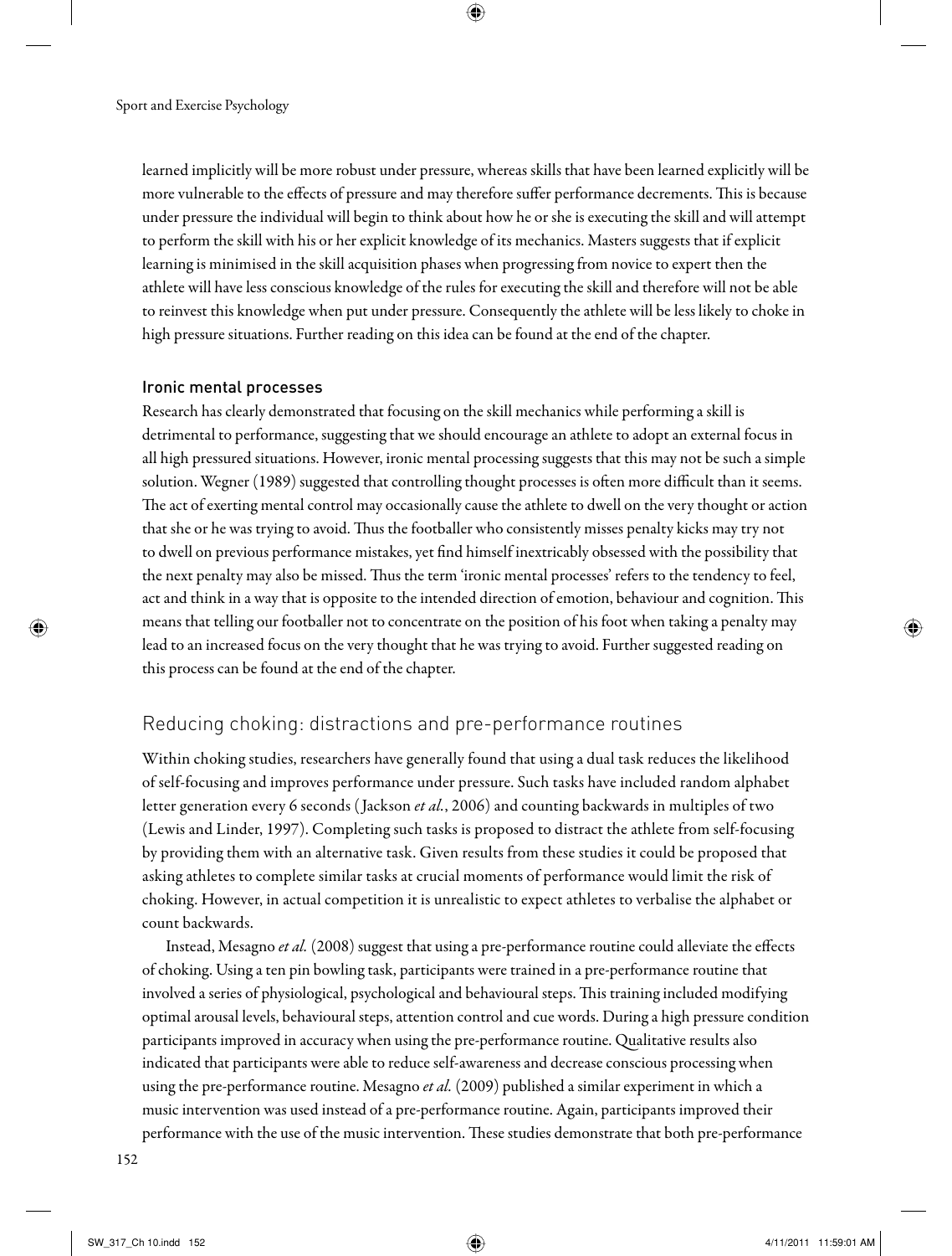learned implicitly will be more robust under pressure, whereas skills that have been learned explicitly will be more vulnerable to the effects of pressure and may therefore suffer performance decrements. This is because under pressure the individual will begin to think about how he or she is executing the skill and will attempt to perform the skill with his or her explicit knowledge of its mechanics. Masters suggests that if explicit learning is minimised in the skill acquisition phases when progressing from novice to expert then the athlete will have less conscious knowledge of the rules for executing the skill and therefore will not be able to reinvest this knowledge when put under pressure. Consequently the athlete will be less likely to choke in high pressure situations. Further reading on this idea can be found at the end of the chapter.

### Ironic mental processes

Research has clearly demonstrated that focusing on the skill mechanics while performing a skill is detrimental to performance, suggesting that we should encourage an athlete to adopt an external focus in all high pressured situations. However, ironic mental processing suggests that this may not be such a simple solution. Wegner (1989) suggested that controlling thought processes is often more difficult than it seems. The act of exerting mental control may occasionally cause the athlete to dwell on the very thought or action that she or he was trying to avoid. Thus the footballer who consistently misses penalty kicks may try not to dwell on previous performance mistakes, yet find himself inextricably obsessed with the possibility that the next penalty may also be missed. Thus the term 'ironic mental processes' refers to the tendency to feel, act and think in a way that is opposite to the intended direction of emotion, behaviour and cognition. This means that telling our footballer not to concentrate on the position of his foot when taking a penalty may lead to an increased focus on the very thought that he was trying to avoid. Further suggested reading on this process can be found at the end of the chapter.

## Reducing choking: distractions and pre-performance routines

Within choking studies, researchers have generally found that using a dual task reduces the likelihood of self-focusing and improves performance under pressure. Such tasks have included random alphabet letter generation every 6 seconds (Jackson *et al.*, 2006) and counting backwards in multiples of two (Lewis and Linder, 1997). Completing such tasks is proposed to distract the athlete from self-focusing by providing them with an alternative task. Given results from these studies it could be proposed that asking athletes to complete similar tasks at crucial moments of performance would limit the risk of choking. However, in actual competition it is unrealistic to expect athletes to verbalise the alphabet or count backwards.

Instead, Mesagno *et al.* (2008) suggest that using a pre-performance routine could alleviate the effects of choking. Using a ten pin bowling task, participants were trained in a pre-performance routine that involved a series of physiological, psychological and behavioural steps. This training included modifying optimal arousal levels, behavioural steps, attention control and cue words. During a high pressure condition participants improved in accuracy when using the pre-performance routine. Qualitative results also indicated that participants were able to reduce self-awareness and decrease conscious processing when using the pre-performance routine. Mesagno *et al.* (2009) published a similar experiment in which a music intervention was used instead of a pre-performance routine. Again, participants improved their performance with the use of the music intervention. These studies demonstrate that both pre-performance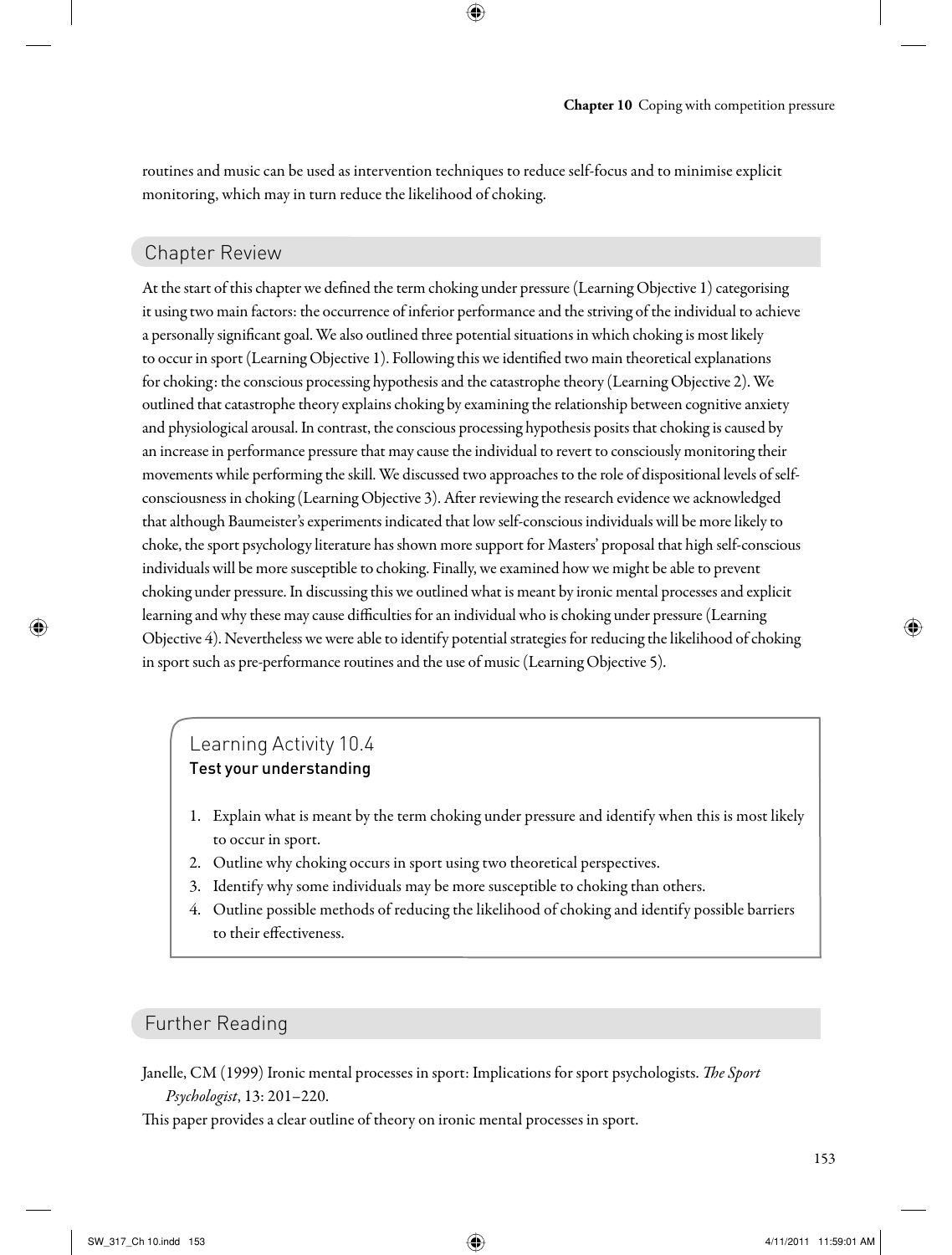routines and music can be used as intervention techniques to reduce self-focus and to minimise explicit monitoring, which may in turn reduce the likelihood of choking.

## Chapter Review

At the start of this chapter we defined the term choking under pressure (Learning Objective 1) categorising it using two main factors: the occurrence of inferior performance and the striving of the individual to achieve a personally significant goal. We also outlined three potential situations in which choking is most likely to occur in sport (Learning Objective 1). Following this we identified two main theoretical explanations for choking: the conscious processing hypothesis and the catastrophe theory (Learning Objective 2). We outlined that catastrophe theory explains choking by examining the relationship between cognitive anxiety and physiological arousal. In contrast, the conscious processing hypothesis posits that choking is caused by an increase in performance pressure that may cause the individual to revert to consciously monitoring their movements while performing the skill. We discussed two approaches to the role of dispositional levels of self-consciousness in choking (Learning Objective 3). After reviewing the research evidence we acknowledged that although Baumeister's experiments indicated that low self-conscious individuals will be more likely to choke, the sport psychology literature has shown more support for Masters' proposal that high self-conscious individuals will be more susceptible to choking. Finally, we examined how we might be able to prevent choking under pressure. In discussing this we outlined what is meant by ironic mental processes and explicit learning and why these may cause difficulties for an individual who is choking under pressure (Learning Objective 4). Nevertheless we were able to identify potential strategies for reducing the likelihood of choking in sport such as pre-performance routines and the use of music (Learning Objective 5).

### Learning Activity 10.4
**Test your understanding**

1. Explain what is meant by the term choking under pressure and identify when this is most likely to occur in sport.
2. Outline why choking occurs in sport using two theoretical perspectives.
3. Identify why some individuals may be more susceptible to choking than others.
4. Outline possible methods of reducing the likelihood of choking and identify possible barriers to their effectiveness.

## Further Reading

Janelle, CM (1999) Ironic mental processes in sport: Implications for sport psychologists. *The Sport Psychologist*, 13: 201–220.

This paper provides a clear outline of theory on ironic mental processes in sport.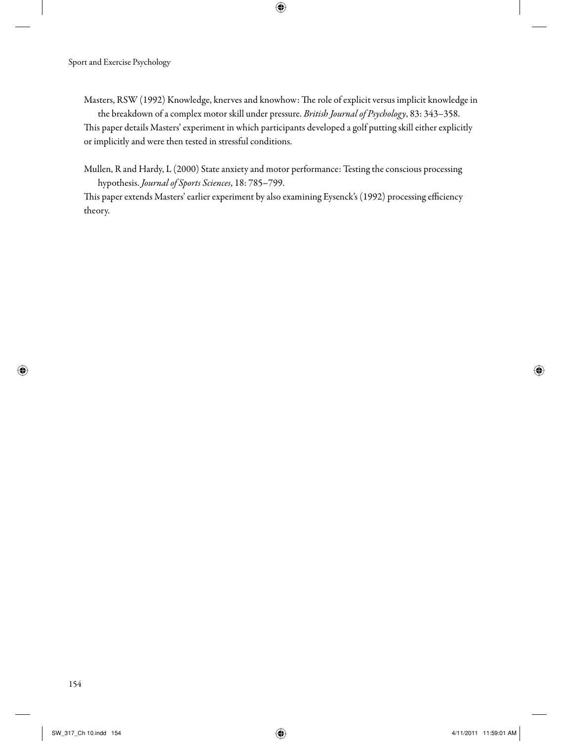Masters, RSW (1992) Knowledge, knerves and knowhow: The role of explicit versus implicit knowledge in the breakdown of a complex motor skill under pressure. *British Journal of Psychology*, 83: 343–358.

This paper details Masters' experiment in which participants developed a golf putting skill either explicitly or implicitly and were then tested in stressful conditions.

Mullen, R and Hardy, L (2000) State anxiety and motor performance: Testing the conscious processing hypothesis. *Journal of Sports Sciences*, 18: 785–799.

This paper extends Masters' earlier experiment by also examining Eysenck's (1992) processing efficiency theory.